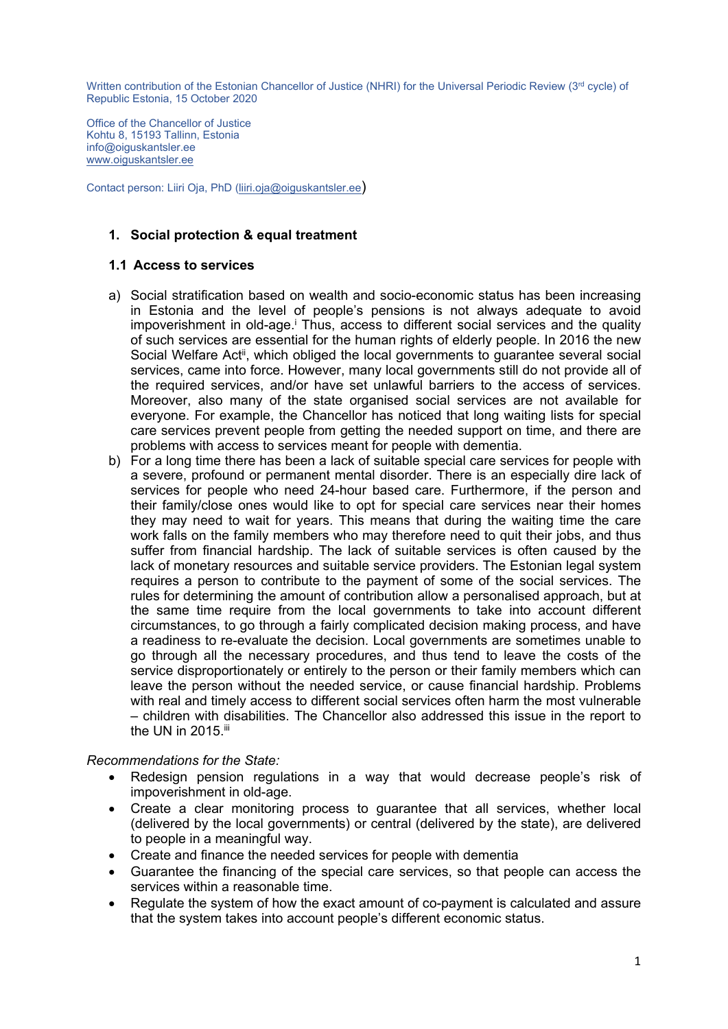Written contribution of the Estonian Chancellor of Justice (NHRI) for the Universal Periodic Review (3rd cycle) of Republic Estonia, 15 October 2020

Office of the Chancellor of Justice
Kohtu 8, 15193 Tallinn, Estonia
info@oiguskantsler.ee
www.oiguskantsler.ee

Contact person: Liiri Oja, PhD (liiri.oja@oiguskantsler.ee)

## 1. Social protection & equal treatment

### 1.1 Access to services

a) Social stratification based on wealth and socio-economic status has been increasing in Estonia and the level of people's pensions is not always adequate to avoid impoverishment in old-age.[i] Thus, access to different social services and the quality of such services are essential for the human rights of elderly people. In 2016 the new Social Welfare Act[ii], which obliged the local governments to guarantee several social services, came into force. However, many local governments still do not provide all of the required services, and/or have set unlawful barriers to the access of services. Moreover, also many of the state organised social services are not available for everyone. For example, the Chancellor has noticed that long waiting lists for special care services prevent people from getting the needed support on time, and there are problems with access to services meant for people with dementia.

b) For a long time there has been a lack of suitable special care services for people with a severe, profound or permanent mental disorder. There is an especially dire lack of services for people who need 24-hour based care. Furthermore, if the person and their family/close ones would like to opt for special care services near their homes they may need to wait for years. This means that during the waiting time the care work falls on the family members who may therefore need to quit their jobs, and thus suffer from financial hardship. The lack of suitable services is often caused by the lack of monetary resources and suitable service providers. The Estonian legal system requires a person to contribute to the payment of some of the social services. The rules for determining the amount of contribution allow a personalised approach, but at the same time require from the local governments to take into account different circumstances, to go through a fairly complicated decision making process, and have a readiness to re-evaluate the decision. Local governments are sometimes unable to go through all the necessary procedures, and thus tend to leave the costs of the service disproportionately or entirely to the person or their family members which can leave the person without the needed service, or cause financial hardship. Problems with real and timely access to different social services often harm the most vulnerable – children with disabilities. The Chancellor also addressed this issue in the report to the UN in 2015.[iii]

*Recommendations for the State:*

- Redesign pension regulations in a way that would decrease people's risk of impoverishment in old-age.
- Create a clear monitoring process to guarantee that all services, whether local (delivered by the local governments) or central (delivered by the state), are delivered to people in a meaningful way.
- Create and finance the needed services for people with dementia
- Guarantee the financing of the special care services, so that people can access the services within a reasonable time.
- Regulate the system of how the exact amount of co-payment is calculated and assure that the system takes into account people's different economic status.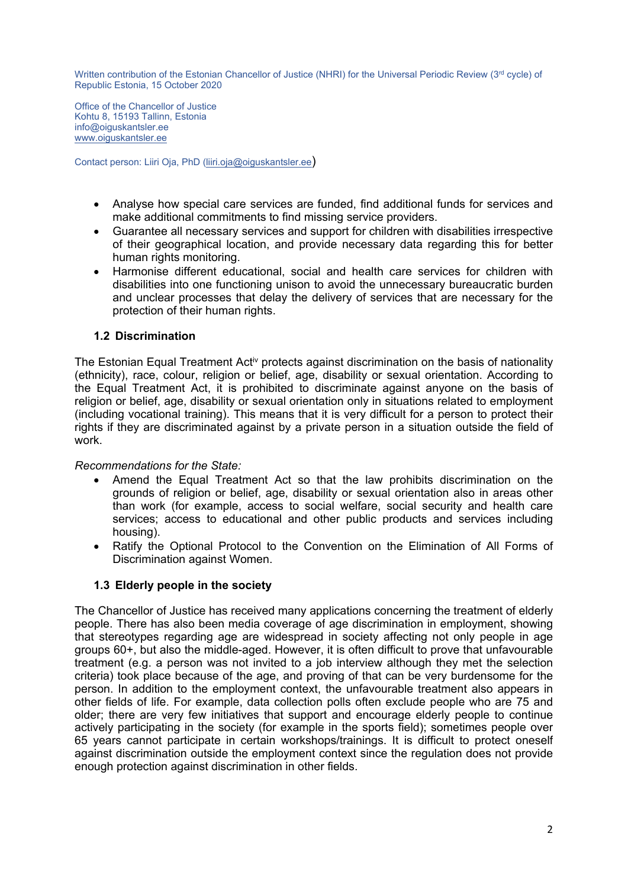- Analyse how special care services are funded, find additional funds for services and make additional commitments to find missing service providers.
- Guarantee all necessary services and support for children with disabilities irrespective of their geographical location, and provide necessary data regarding this for better human rights monitoring.
- Harmonise different educational, social and health care services for children with disabilities into one functioning unison to avoid the unnecessary bureaucratic burden and unclear processes that delay the delivery of services that are necessary for the protection of their human rights.

### 1.2 Discrimination

The Estonian Equal Treatment Act[iv] protects against discrimination on the basis of nationality (ethnicity), race, colour, religion or belief, age, disability or sexual orientation. According to the Equal Treatment Act, it is prohibited to discriminate against anyone on the basis of religion or belief, age, disability or sexual orientation only in situations related to employment (including vocational training). This means that it is very difficult for a person to protect their rights if they are discriminated against by a private person in a situation outside the field of work.

*Recommendations for the State:*

- Amend the Equal Treatment Act so that the law prohibits discrimination on the grounds of religion or belief, age, disability or sexual orientation also in areas other than work (for example, access to social welfare, social security and health care services; access to educational and other public products and services including housing).
- Ratify the Optional Protocol to the Convention on the Elimination of All Forms of Discrimination against Women.

### 1.3 Elderly people in the society

The Chancellor of Justice has received many applications concerning the treatment of elderly people. There has also been media coverage of age discrimination in employment, showing that stereotypes regarding age are widespread in society affecting not only people in age groups 60+, but also the middle-aged. However, it is often difficult to prove that unfavourable treatment (e.g. a person was not invited to a job interview although they met the selection criteria) took place because of the age, and proving of that can be very burdensome for the person. In addition to the employment context, the unfavourable treatment also appears in other fields of life. For example, data collection polls often exclude people who are 75 and older; there are very few initiatives that support and encourage elderly people to continue actively participating in the society (for example in the sports field); sometimes people over 65 years cannot participate in certain workshops/trainings. It is difficult to protect oneself against discrimination outside the employment context since the regulation does not provide enough protection against discrimination in other fields.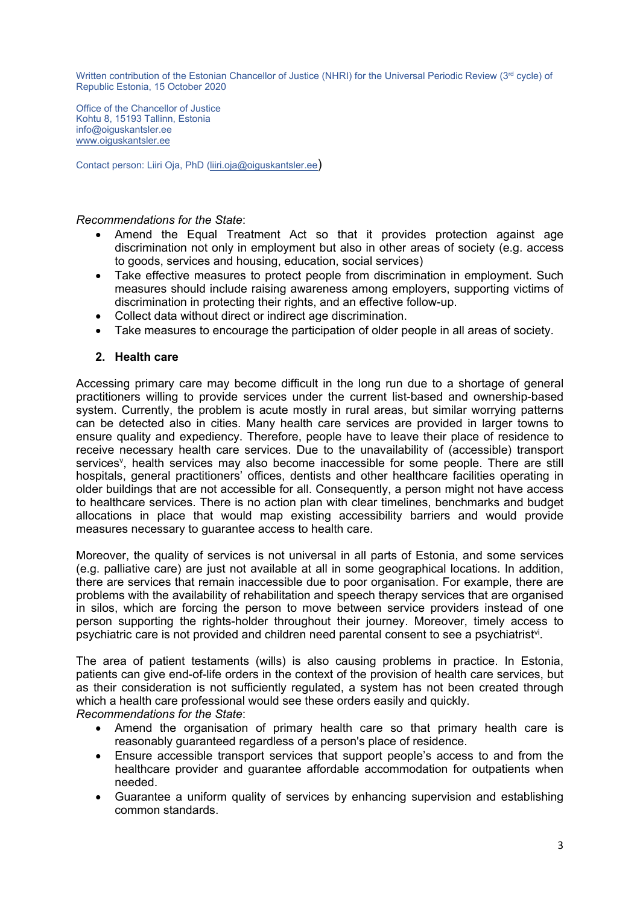Written contribution of the Estonian Chancellor of Justice (NHRI) for the Universal Periodic Review (3rd cycle) of Republic Estonia, 15 October 2020

Office of the Chancellor of Justice
Kohtu 8, 15193 Tallinn, Estonia
info@oiguskantsler.ee
www.oiguskantsler.ee

Contact person: Liiri Oja, PhD (liiri.oja@oiguskantsler.ee)

*Recommendations for the State*:

- Amend the Equal Treatment Act so that it provides protection against age discrimination not only in employment but also in other areas of society (e.g. access to goods, services and housing, education, social services)
- Take effective measures to protect people from discrimination in employment. Such measures should include raising awareness among employers, supporting victims of discrimination in protecting their rights, and an effective follow-up.
- Collect data without direct or indirect age discrimination.
- Take measures to encourage the participation of older people in all areas of society.

## 2. Health care

Accessing primary care may become difficult in the long run due to a shortage of general practitioners willing to provide services under the current list-based and ownership-based system. Currently, the problem is acute mostly in rural areas, but similar worrying patterns can be detected also in cities. Many health care services are provided in larger towns to ensure quality and expediency. Therefore, people have to leave their place of residence to receive necessary health care services. Due to the unavailability of (accessible) transport services[v], health services may also become inaccessible for some people. There are still hospitals, general practitioners' offices, dentists and other healthcare facilities operating in older buildings that are not accessible for all. Consequently, a person might not have access to healthcare services. There is no action plan with clear timelines, benchmarks and budget allocations in place that would map existing accessibility barriers and would provide measures necessary to guarantee access to health care.

Moreover, the quality of services is not universal in all parts of Estonia, and some services (e.g. palliative care) are just not available at all in some geographical locations. In addition, there are services that remain inaccessible due to poor organisation. For example, there are problems with the availability of rehabilitation and speech therapy services that are organised in silos, which are forcing the person to move between service providers instead of one person supporting the rights-holder throughout their journey. Moreover, timely access to psychiatric care is not provided and children need parental consent to see a psychiatrist[vi].

The area of patient testaments (wills) is also causing problems in practice. In Estonia, patients can give end-of-life orders in the context of the provision of health care services, but as their consideration is not sufficiently regulated, a system has not been created through which a health care professional would see these orders easily and quickly.

*Recommendations for the State*:

- Amend the organisation of primary health care so that primary health care is reasonably guaranteed regardless of a person's place of residence.
- Ensure accessible transport services that support people's access to and from the healthcare provider and guarantee affordable accommodation for outpatients when needed.
- Guarantee a uniform quality of services by enhancing supervision and establishing common standards.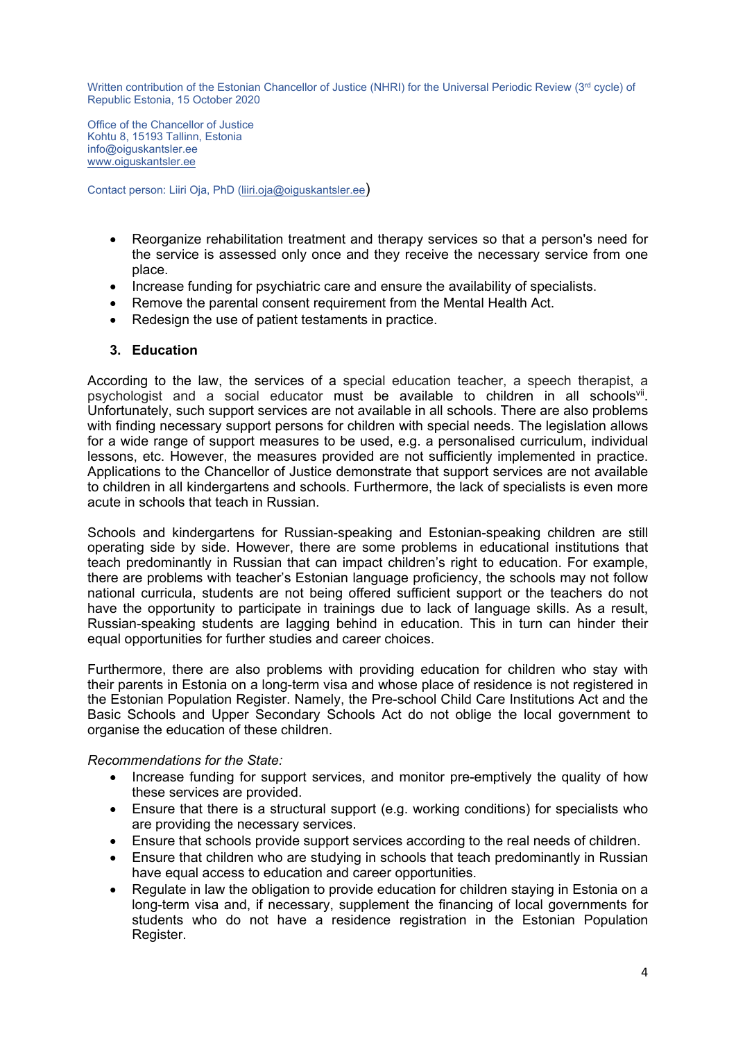- Reorganize rehabilitation treatment and therapy services so that a person's need for the service is assessed only once and they receive the necessary service from one place.
- Increase funding for psychiatric care and ensure the availability of specialists.
- Remove the parental consent requirement from the Mental Health Act.
- Redesign the use of patient testaments in practice.

## 3. Education

According to the law, the services of a special education teacher, a speech therapist, a psychologist and a social educator must be available to children in all schools[vii]. Unfortunately, such support services are not available in all schools. There are also problems with finding necessary support persons for children with special needs. The legislation allows for a wide range of support measures to be used, e.g. a personalised curriculum, individual lessons, etc. However, the measures provided are not sufficiently implemented in practice. Applications to the Chancellor of Justice demonstrate that support services are not available to children in all kindergartens and schools. Furthermore, the lack of specialists is even more acute in schools that teach in Russian.

Schools and kindergartens for Russian-speaking and Estonian-speaking children are still operating side by side. However, there are some problems in educational institutions that teach predominantly in Russian that can impact children's right to education. For example, there are problems with teacher's Estonian language proficiency, the schools may not follow national curricula, students are not being offered sufficient support or the teachers do not have the opportunity to participate in trainings due to lack of language skills. As a result, Russian-speaking students are lagging behind in education. This in turn can hinder their equal opportunities for further studies and career choices.

Furthermore, there are also problems with providing education for children who stay with their parents in Estonia on a long-term visa and whose place of residence is not registered in the Estonian Population Register. Namely, the Pre-school Child Care Institutions Act and the Basic Schools and Upper Secondary Schools Act do not oblige the local government to organise the education of these children.

*Recommendations for the State:*

- Increase funding for support services, and monitor pre-emptively the quality of how these services are provided.
- Ensure that there is a structural support (e.g. working conditions) for specialists who are providing the necessary services.
- Ensure that schools provide support services according to the real needs of children.
- Ensure that children who are studying in schools that teach predominantly in Russian have equal access to education and career opportunities.
- Regulate in law the obligation to provide education for children staying in Estonia on a long-term visa and, if necessary, supplement the financing of local governments for students who do not have a residence registration in the Estonian Population Register.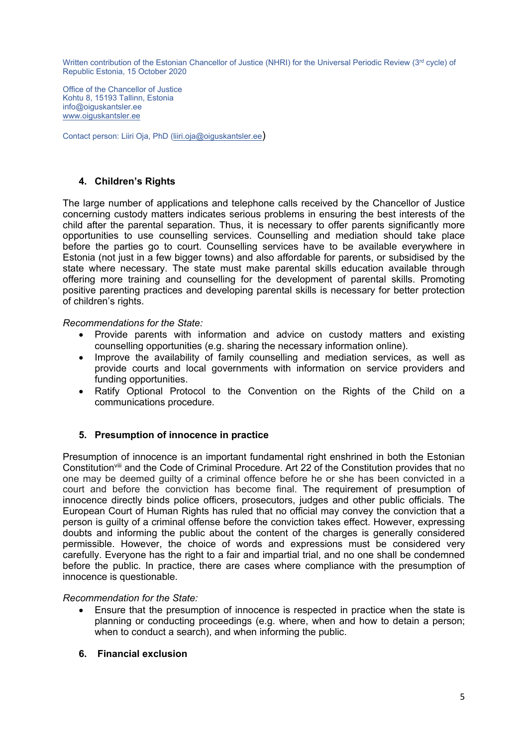Written contribution of the Estonian Chancellor of Justice (NHRI) for the Universal Periodic Review (3rd cycle) of Republic Estonia, 15 October 2020

Office of the Chancellor of Justice
Kohtu 8, 15193 Tallinn, Estonia
info@oiguskantsler.ee
www.oiguskantsler.ee

Contact person: Liiri Oja, PhD (liiri.oja@oiguskantsler.ee)

## 4. Children's Rights

The large number of applications and telephone calls received by the Chancellor of Justice concerning custody matters indicates serious problems in ensuring the best interests of the child after the parental separation. Thus, it is necessary to offer parents significantly more opportunities to use counselling services. Counselling and mediation should take place before the parties go to court. Counselling services have to be available everywhere in Estonia (not just in a few bigger towns) and also affordable for parents, or subsidised by the state where necessary. The state must make parental skills education available through offering more training and counselling for the development of parental skills. Promoting positive parenting practices and developing parental skills is necessary for better protection of children's rights.

*Recommendations for the State:*

- Provide parents with information and advice on custody matters and existing counselling opportunities (e.g. sharing the necessary information online).
- Improve the availability of family counselling and mediation services, as well as provide courts and local governments with information on service providers and funding opportunities.
- Ratify Optional Protocol to the Convention on the Rights of the Child on a communications procedure.

## 5. Presumption of innocence in practice

Presumption of innocence is an important fundamental right enshrined in both the Estonian Constitution[viii] and the Code of Criminal Procedure. Art 22 of the Constitution provides that no one may be deemed guilty of a criminal offence before he or she has been convicted in a court and before the conviction has become final. The requirement of presumption of innocence directly binds police officers, prosecutors, judges and other public officials. The European Court of Human Rights has ruled that no official may convey the conviction that a person is guilty of a criminal offense before the conviction takes effect. However, expressing doubts and informing the public about the content of the charges is generally considered permissible. However, the choice of words and expressions must be considered very carefully. Everyone has the right to a fair and impartial trial, and no one shall be condemned before the public. In practice, there are cases where compliance with the presumption of innocence is questionable.

*Recommendation for the State:*

- Ensure that the presumption of innocence is respected in practice when the state is planning or conducting proceedings (e.g. where, when and how to detain a person; when to conduct a search), and when informing the public.

## 6. Financial exclusion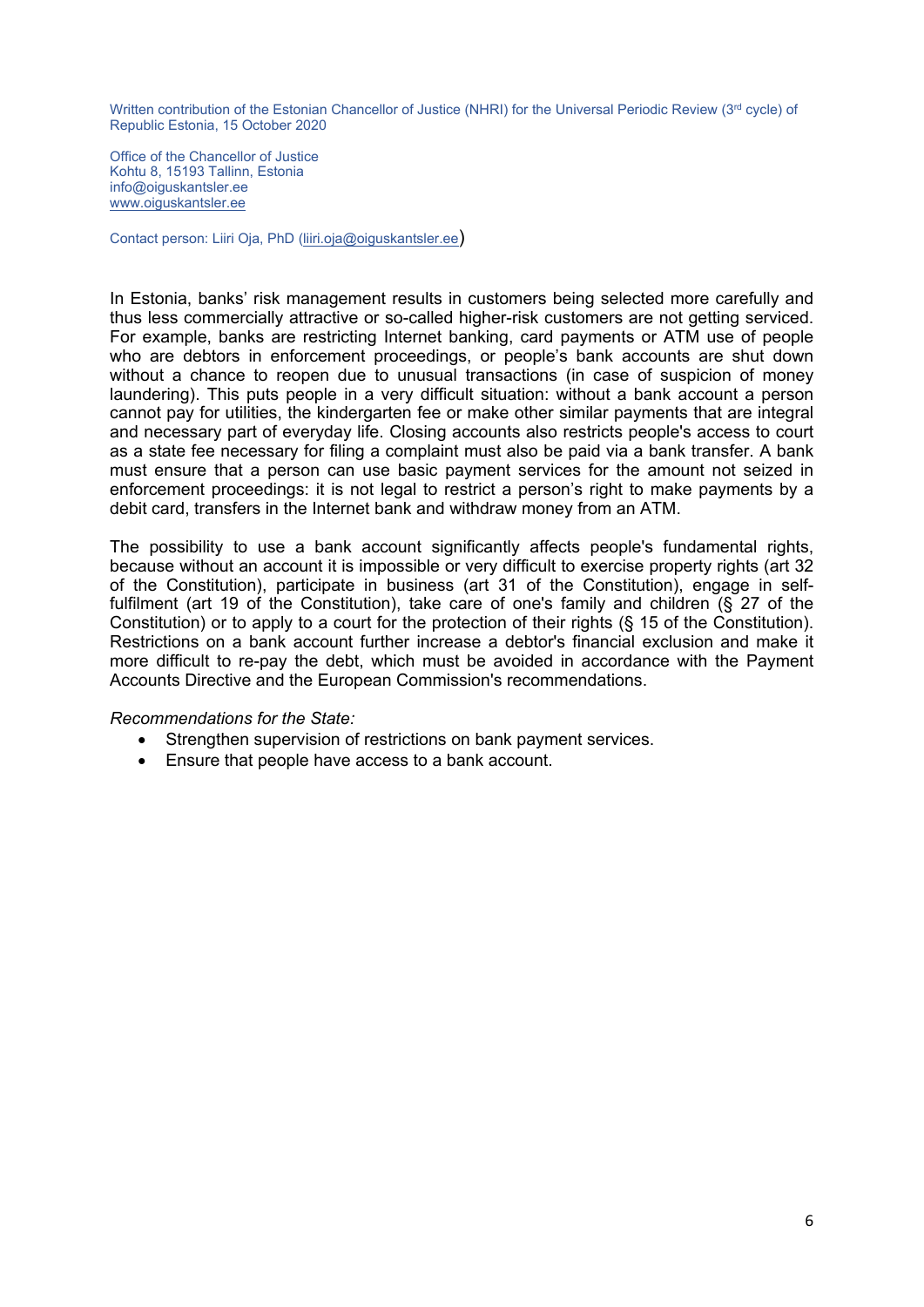Written contribution of the Estonian Chancellor of Justice (NHRI) for the Universal Periodic Review (3rd cycle) of Republic Estonia, 15 October 2020

Office of the Chancellor of Justice
Kohtu 8, 15193 Tallinn, Estonia
info@oiguskantsler.ee
www.oiguskantsler.ee

Contact person: Liiri Oja, PhD (liiri.oja@oiguskantsler.ee)

In Estonia, banks' risk management results in customers being selected more carefully and thus less commercially attractive or so-called higher-risk customers are not getting serviced. For example, banks are restricting Internet banking, card payments or ATM use of people who are debtors in enforcement proceedings, or people's bank accounts are shut down without a chance to reopen due to unusual transactions (in case of suspicion of money laundering). This puts people in a very difficult situation: without a bank account a person cannot pay for utilities, the kindergarten fee or make other similar payments that are integral and necessary part of everyday life. Closing accounts also restricts people's access to court as a state fee necessary for filing a complaint must also be paid via a bank transfer. A bank must ensure that a person can use basic payment services for the amount not seized in enforcement proceedings: it is not legal to restrict a person's right to make payments by a debit card, transfers in the Internet bank and withdraw money from an ATM.

The possibility to use a bank account significantly affects people's fundamental rights, because without an account it is impossible or very difficult to exercise property rights (art 32 of the Constitution), participate in business (art 31 of the Constitution), engage in self-fulfilment (art 19 of the Constitution), take care of one's family and children (§ 27 of the Constitution) or to apply to a court for the protection of their rights (§ 15 of the Constitution). Restrictions on a bank account further increase a debtor's financial exclusion and make it more difficult to re-pay the debt, which must be avoided in accordance with the Payment Accounts Directive and the European Commission's recommendations.

*Recommendations for the State:*

- Strengthen supervision of restrictions on bank payment services.
- Ensure that people have access to a bank account.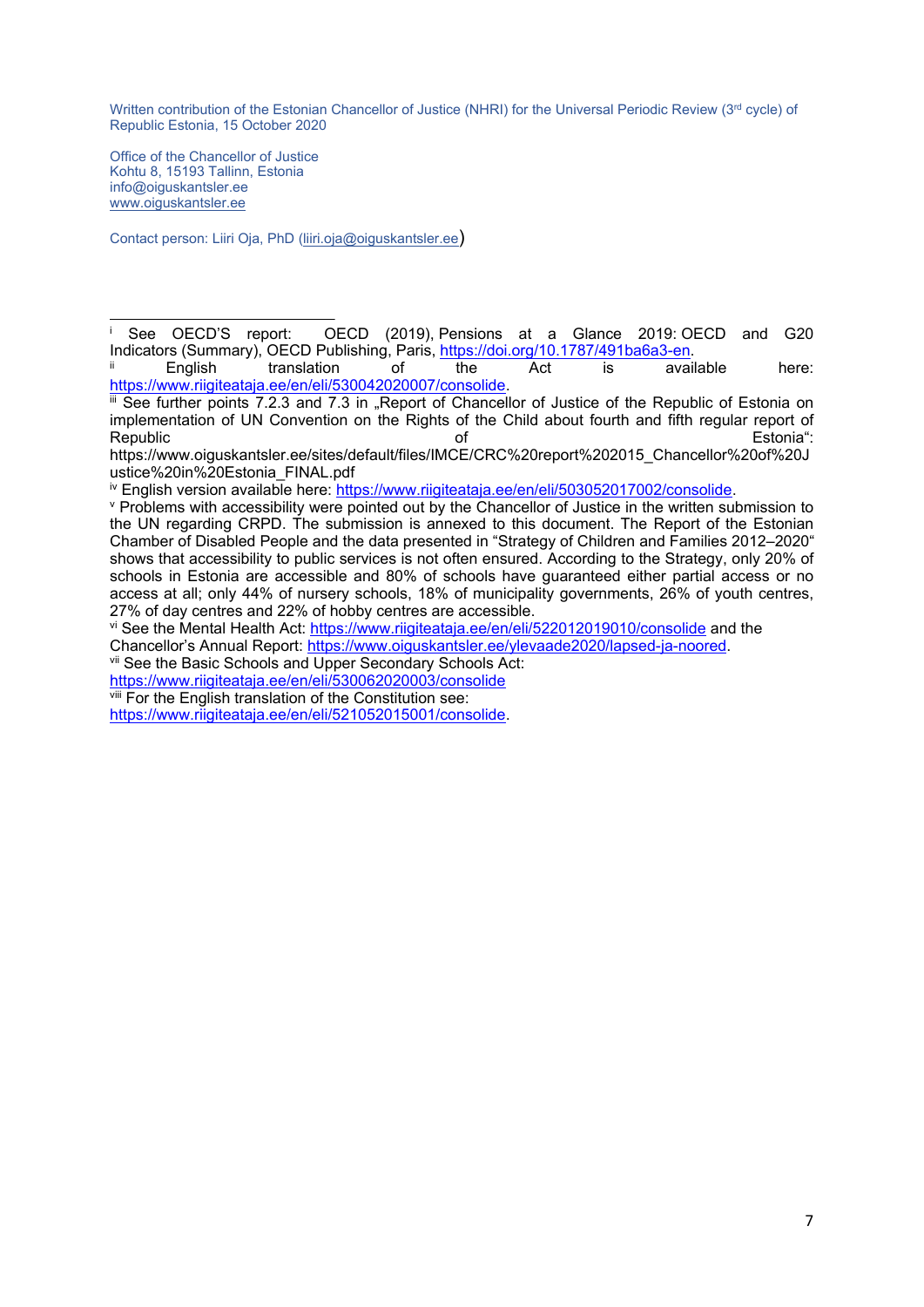Written contribution of the Estonian Chancellor of Justice (NHRI) for the Universal Periodic Review (3rd cycle) of Republic Estonia, 15 October 2020

Office of the Chancellor of Justice
Kohtu 8, 15193 Tallinn, Estonia
info@oiguskantsler.ee
www.oiguskantsler.ee

Contact person: Liiri Oja, PhD (liiri.oja@oiguskantsler.ee)

---

[i] See OECD'S report: OECD (2019), Pensions at a Glance 2019: OECD and G20 Indicators (Summary), OECD Publishing, Paris, https://doi.org/10.1787/491ba6a3-en.

[ii] English translation of the Act is available here: https://www.riigiteataja.ee/en/eli/530042020007/consolide.

[iii] See further points 7.2.3 and 7.3 in „Report of Chancellor of Justice of the Republic of Estonia on implementation of UN Convention on the Rights of the Child about fourth and fifth regular report of Republic of Estonia": https://www.oiguskantsler.ee/sites/default/files/IMCE/CRC%20report%202015_Chancellor%20of%20Justice%20in%20Estonia_FINAL.pdf

[iv] English version available here: https://www.riigiteataja.ee/en/eli/503052017002/consolide.

[v] Problems with accessibility were pointed out by the Chancellor of Justice in the written submission to the UN regarding CRPD. The submission is annexed to this document. The Report of the Estonian Chamber of Disabled People and the data presented in "Strategy of Children and Families 2012–2020" shows that accessibility to public services is not often ensured. According to the Strategy, only 20% of schools in Estonia are accessible and 80% of schools have guaranteed either partial access or no access at all; only 44% of nursery schools, 18% of municipality governments, 26% of youth centres, 27% of day centres and 22% of hobby centres are accessible.

[vi] See the Mental Health Act: https://www.riigiteataja.ee/en/eli/522012019010/consolide and the Chancellor's Annual Report: https://www.oiguskantsler.ee/ylevaade2020/lapsed-ja-noored.

[vii] See the Basic Schools and Upper Secondary Schools Act: https://www.riigiteataja.ee/en/eli/530062020003/consolide

[viii] For the English translation of the Constitution see: https://www.riigiteataja.ee/en/eli/521052015001/consolide.